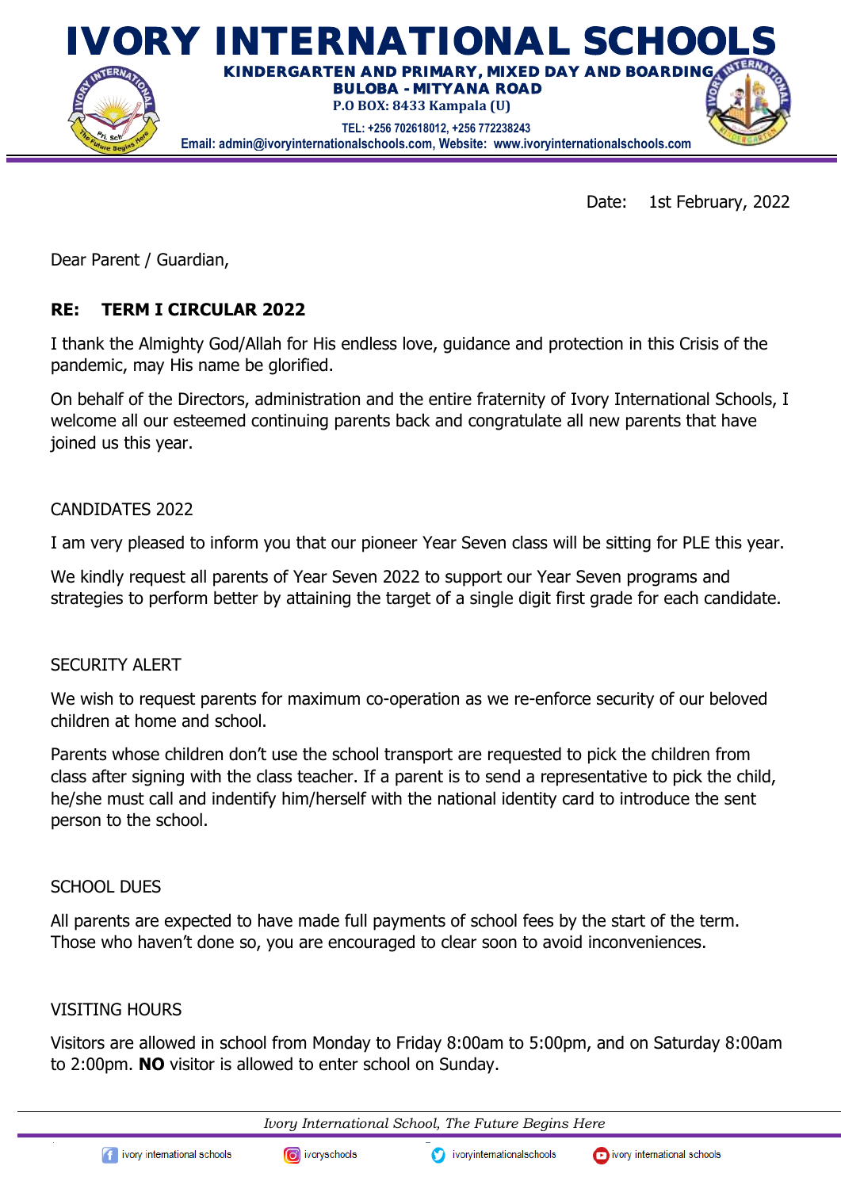# IVORY INTERNATIONAL SCHOOLS

**KINDERGARTEN AND PRIMARY, MIXED DAY AND BOARDING**
**BULOBA - MITYANA ROAD**
**P.O BOX: 8433 Kampala (U)**
**TEL: +256 702618012, +256 772238243**
**Email: admin@ivoryinternationalschools.com, Website: www.ivoryinternationalschools.com**

Date: 1st February, 2022

Dear Parent / Guardian,

**RE: TERM I CIRCULAR 2022**

I thank the Almighty God/Allah for His endless love, guidance and protection in this Crisis of the pandemic, may His name be glorified.

On behalf of the Directors, administration and the entire fraternity of Ivory International Schools, I welcome all our esteemed continuing parents back and congratulate all new parents that have joined us this year.

CANDIDATES 2022

I am very pleased to inform you that our pioneer Year Seven class will be sitting for PLE this year.

We kindly request all parents of Year Seven 2022 to support our Year Seven programs and strategies to perform better by attaining the target of a single digit first grade for each candidate.

SECURITY ALERT

We wish to request parents for maximum co-operation as we re-enforce security of our beloved children at home and school.

Parents whose children don't use the school transport are requested to pick the children from class after signing with the class teacher. If a parent is to send a representative to pick the child, he/she must call and indentify him/herself with the national identity card to introduce the sent person to the school.

SCHOOL DUES

All parents are expected to have made full payments of school fees by the start of the term. Those who haven't done so, you are encouraged to clear soon to avoid inconveniences.

VISITING HOURS

Visitors are allowed in school from Monday to Friday 8:00am to 5:00pm, and on Saturday 8:00am to 2:00pm. **NO** visitor is allowed to enter school on Sunday.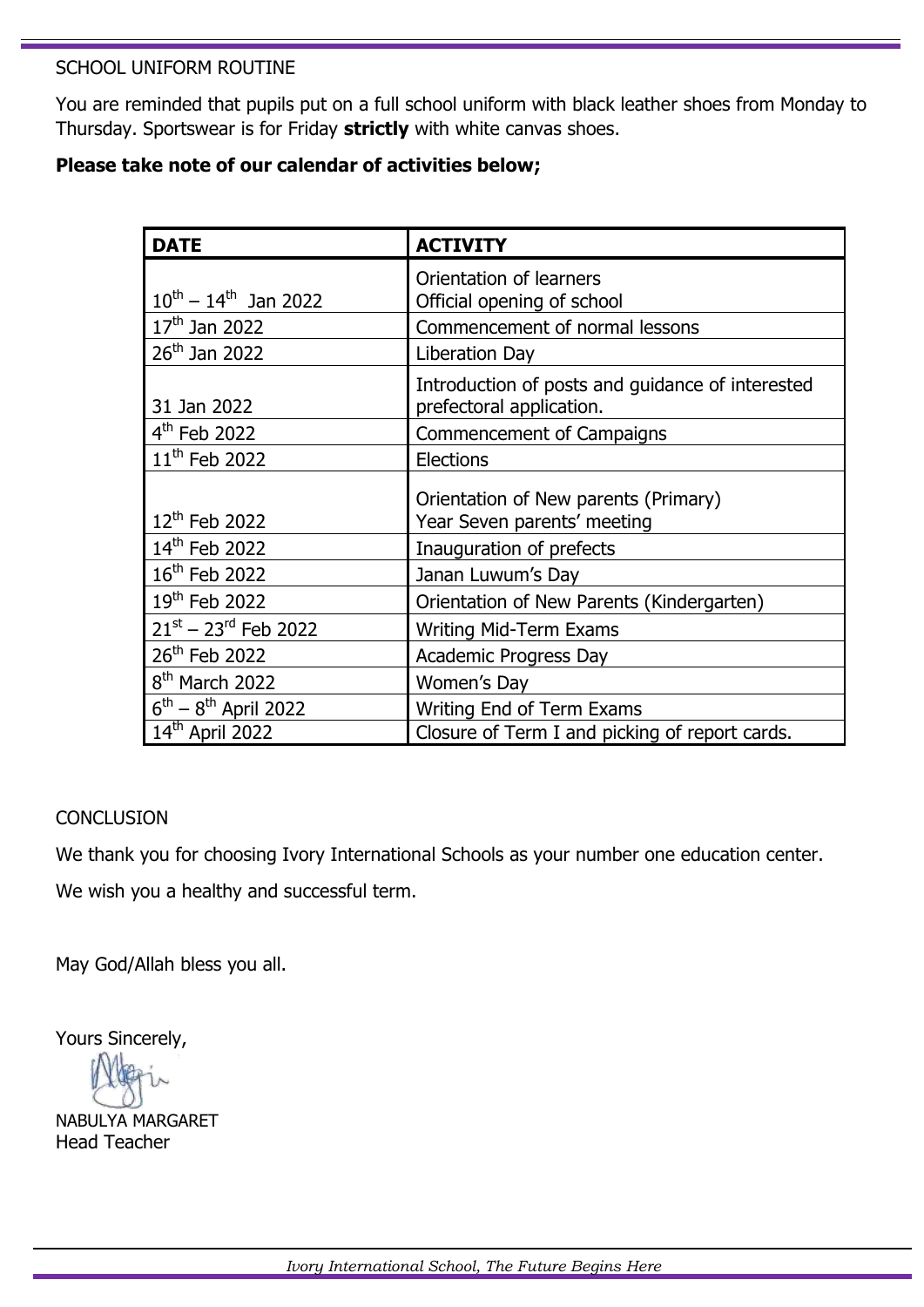SCHOOL UNIFORM ROUTINE

You are reminded that pupils put on a full school uniform with black leather shoes from Monday to Thursday. Sportswear is for Friday **strictly** with white canvas shoes.

**Please take note of our calendar of activities below;**

| **DATE** | **ACTIVITY** |
|---|---|
| 10th – 14th Jan 2022 | Orientation of learners<br>Official opening of school |
| 17th Jan 2022 | Commencement of normal lessons |
| 26th Jan 2022 | Liberation Day |
| 31 Jan 2022 | Introduction of posts and guidance of interested prefectoral application. |
| 4th Feb 2022 | Commencement of Campaigns |
| 11th Feb 2022 | Elections |
| 12th Feb 2022 | Orientation of New parents (Primary)<br>Year Seven parents' meeting |
| 14th Feb 2022 | Inauguration of prefects |
| 16th Feb 2022 | Janan Luwum's Day |
| 19th Feb 2022 | Orientation of New Parents (Kindergarten) |
| 21st – 23rd Feb 2022 | Writing Mid-Term Exams |
| 26th Feb 2022 | Academic Progress Day |
| 8th March 2022 | Women's Day |
| 6th – 8th April 2022 | Writing End of Term Exams |
| 14th April 2022 | Closure of Term I and picking of report cards. |

CONCLUSION

We thank you for choosing Ivory International Schools as your number one education center.

We wish you a healthy and successful term.

May God/Allah bless you all.

Yours Sincerely,

NABULYA MARGARET
Head Teacher